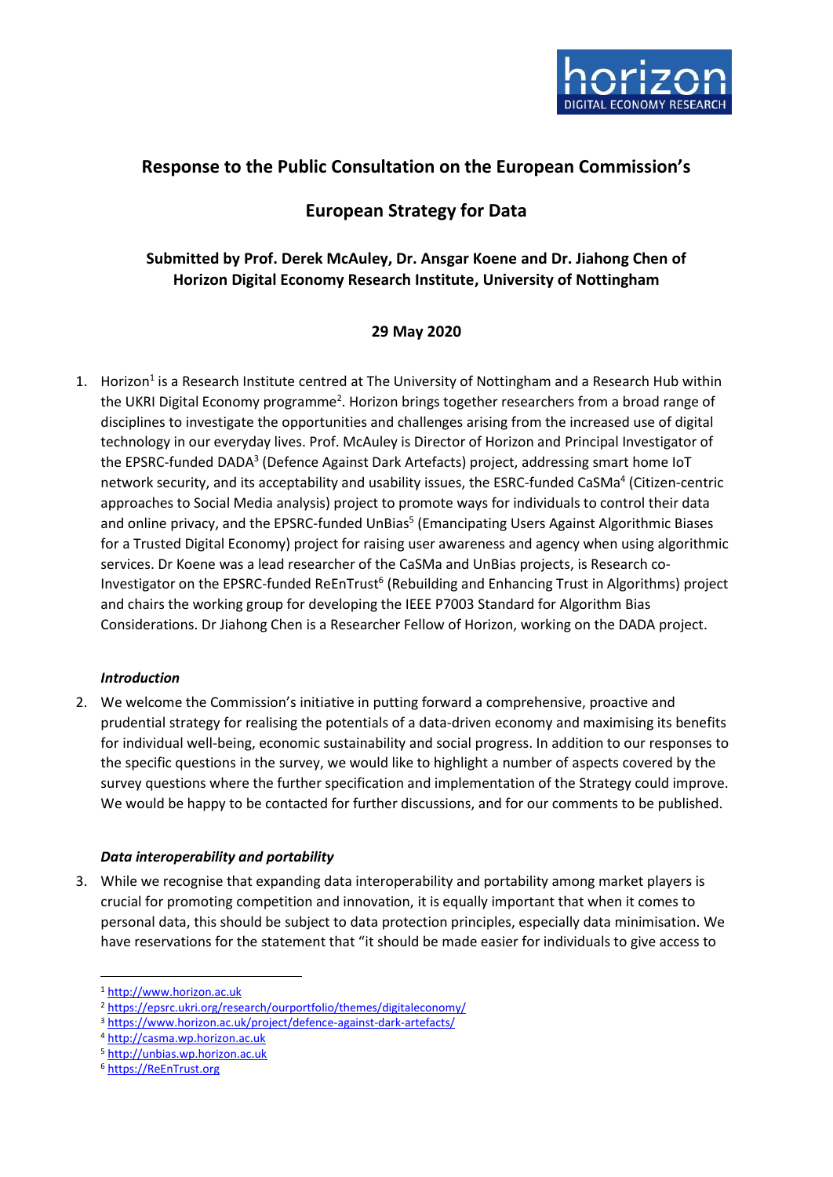# Response to the Public Consultation on the European Commission's

# European Strategy for Data

**Submitted by Prof. Derek McAuley, Dr. Ansgar Koene and Dr. Jiahong Chen of Horizon Digital Economy Research Institute, University of Nottingham**

**29 May 2020**

1. Horizon[1] is a Research Institute centred at The University of Nottingham and a Research Hub within the UKRI Digital Economy programme[2]. Horizon brings together researchers from a broad range of disciplines to investigate the opportunities and challenges arising from the increased use of digital technology in our everyday lives. Prof. McAuley is Director of Horizon and Principal Investigator of the EPSRC-funded DADA[3] (Defence Against Dark Artefacts) project, addressing smart home IoT network security, and its acceptability and usability issues, the ESRC-funded CaSMa[4] (Citizen-centric approaches to Social Media analysis) project to promote ways for individuals to control their data and online privacy, and the EPSRC-funded UnBias[5] (Emancipating Users Against Algorithmic Biases for a Trusted Digital Economy) project for raising user awareness and agency when using algorithmic services. Dr Koene was a lead researcher of the CaSMa and UnBias projects, is Research co-Investigator on the EPSRC-funded ReEnTrust[6] (Rebuilding and Enhancing Trust in Algorithms) project and chairs the working group for developing the IEEE P7003 Standard for Algorithm Bias Considerations. Dr Jiahong Chen is a Researcher Fellow of Horizon, working on the DADA project.

### *Introduction*

2. We welcome the Commission's initiative in putting forward a comprehensive, proactive and prudential strategy for realising the potentials of a data-driven economy and maximising its benefits for individual well-being, economic sustainability and social progress. In addition to our responses to the specific questions in the survey, we would like to highlight a number of aspects covered by the survey questions where the further specification and implementation of the Strategy could improve. We would be happy to be contacted for further discussions, and for our comments to be published.

### *Data interoperability and portability*

3. While we recognise that expanding data interoperability and portability among market players is crucial for promoting competition and innovation, it is equally important that when it comes to personal data, this should be subject to data protection principles, especially data minimisation. We have reservations for the statement that "it should be made easier for individuals to give access to

---

[1] http://www.horizon.ac.uk

[2] https://epsrc.ukri.org/research/ourportfolio/themes/digitaleconomy/

[3] https://www.horizon.ac.uk/project/defence-against-dark-artefacts/

[4] http://casma.wp.horizon.ac.uk

[5] http://unbias.wp.horizon.ac.uk

[6] https://ReEnTrust.org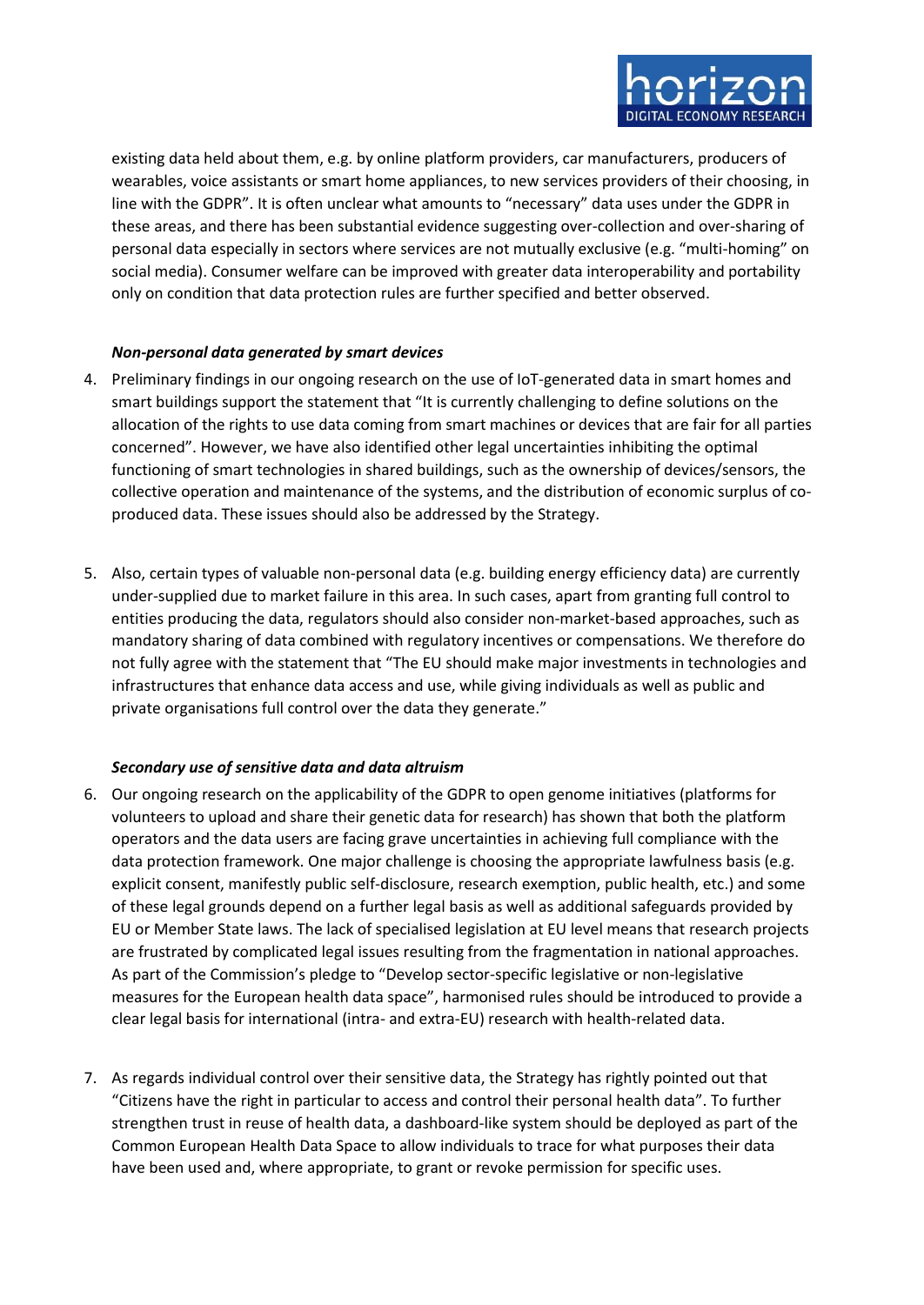existing data held about them, e.g. by online platform providers, car manufacturers, producers of wearables, voice assistants or smart home appliances, to new services providers of their choosing, in line with the GDPR". It is often unclear what amounts to "necessary" data uses under the GDPR in these areas, and there has been substantial evidence suggesting over-collection and over-sharing of personal data especially in sectors where services are not mutually exclusive (e.g. "multi-homing" on social media). Consumer welfare can be improved with greater data interoperability and portability only on condition that data protection rules are further specified and better observed.

***Non-personal data generated by smart devices***

4. Preliminary findings in our ongoing research on the use of IoT-generated data in smart homes and smart buildings support the statement that "It is currently challenging to define solutions on the allocation of the rights to use data coming from smart machines or devices that are fair for all parties concerned". However, we have also identified other legal uncertainties inhibiting the optimal functioning of smart technologies in shared buildings, such as the ownership of devices/sensors, the collective operation and maintenance of the systems, and the distribution of economic surplus of co-produced data. These issues should also be addressed by the Strategy.

5. Also, certain types of valuable non-personal data (e.g. building energy efficiency data) are currently under-supplied due to market failure in this area. In such cases, apart from granting full control to entities producing the data, regulators should also consider non-market-based approaches, such as mandatory sharing of data combined with regulatory incentives or compensations. We therefore do not fully agree with the statement that "The EU should make major investments in technologies and infrastructures that enhance data access and use, while giving individuals as well as public and private organisations full control over the data they generate."

***Secondary use of sensitive data and data altruism***

6. Our ongoing research on the applicability of the GDPR to open genome initiatives (platforms for volunteers to upload and share their genetic data for research) has shown that both the platform operators and the data users are facing grave uncertainties in achieving full compliance with the data protection framework. One major challenge is choosing the appropriate lawfulness basis (e.g. explicit consent, manifestly public self-disclosure, research exemption, public health, etc.) and some of these legal grounds depend on a further legal basis as well as additional safeguards provided by EU or Member State laws. The lack of specialised legislation at EU level means that research projects are frustrated by complicated legal issues resulting from the fragmentation in national approaches. As part of the Commission's pledge to "Develop sector-specific legislative or non-legislative measures for the European health data space", harmonised rules should be introduced to provide a clear legal basis for international (intra- and extra-EU) research with health-related data.

7. As regards individual control over their sensitive data, the Strategy has rightly pointed out that "Citizens have the right in particular to access and control their personal health data". To further strengthen trust in reuse of health data, a dashboard-like system should be deployed as part of the Common European Health Data Space to allow individuals to trace for what purposes their data have been used and, where appropriate, to grant or revoke permission for specific uses.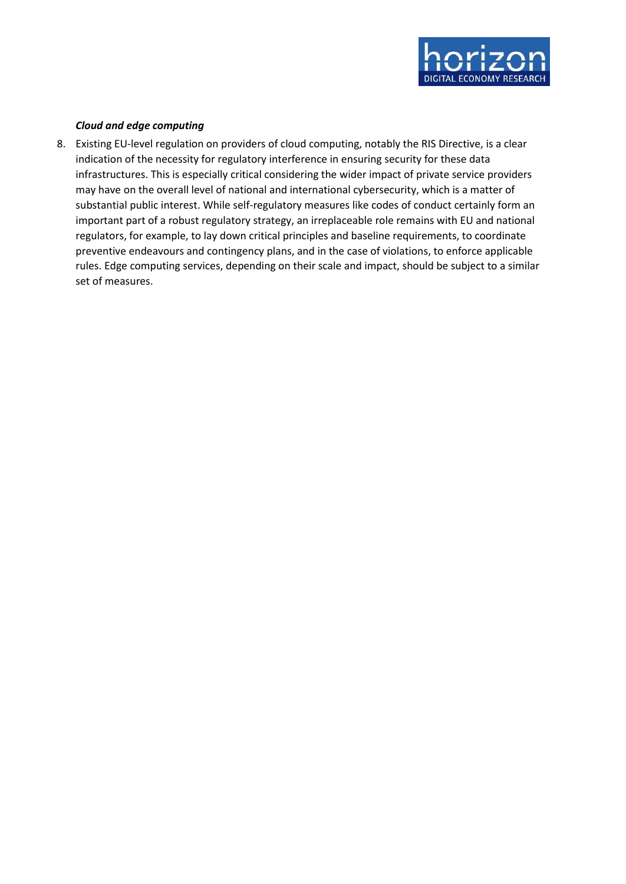***Cloud and edge computing***

8. Existing EU-level regulation on providers of cloud computing, notably the RIS Directive, is a clear indication of the necessity for regulatory interference in ensuring security for these data infrastructures. This is especially critical considering the wider impact of private service providers may have on the overall level of national and international cybersecurity, which is a matter of substantial public interest. While self-regulatory measures like codes of conduct certainly form an important part of a robust regulatory strategy, an irreplaceable role remains with EU and national regulators, for example, to lay down critical principles and baseline requirements, to coordinate preventive endeavours and contingency plans, and in the case of violations, to enforce applicable rules. Edge computing services, depending on their scale and impact, should be subject to a similar set of measures.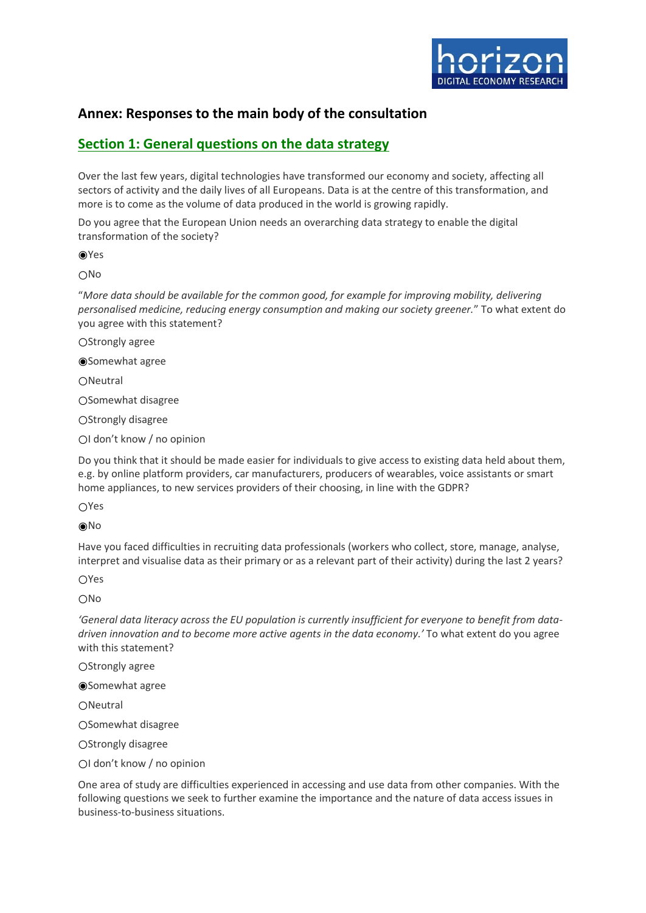## Annex: Responses to the main body of the consultation

### Section 1: General questions on the data strategy

Over the last few years, digital technologies have transformed our economy and society, affecting all sectors of activity and the daily lives of all Europeans. Data is at the centre of this transformation, and more is to come as the volume of data produced in the world is growing rapidly.

Do you agree that the European Union needs an overarching data strategy to enable the digital transformation of the society?

◉Yes

○No

"*More data should be available for the common good, for example for improving mobility, delivering personalised medicine, reducing energy consumption and making our society greener.*" To what extent do you agree with this statement?

○Strongly agree

◉Somewhat agree

○Neutral

○Somewhat disagree

○Strongly disagree

○I don't know / no opinion

Do you think that it should be made easier for individuals to give access to existing data held about them, e.g. by online platform providers, car manufacturers, producers of wearables, voice assistants or smart home appliances, to new services providers of their choosing, in line with the GDPR?

○Yes

◉No

Have you faced difficulties in recruiting data professionals (workers who collect, store, manage, analyse, interpret and visualise data as their primary or as a relevant part of their activity) during the last 2 years?

○Yes

○No

*'General data literacy across the EU population is currently insufficient for everyone to benefit from data-driven innovation and to become more active agents in the data economy.'* To what extent do you agree with this statement?

○Strongly agree

◉Somewhat agree

○Neutral

○Somewhat disagree

○Strongly disagree

○I don't know / no opinion

One area of study are difficulties experienced in accessing and use data from other companies. With the following questions we seek to further examine the importance and the nature of data access issues in business-to-business situations.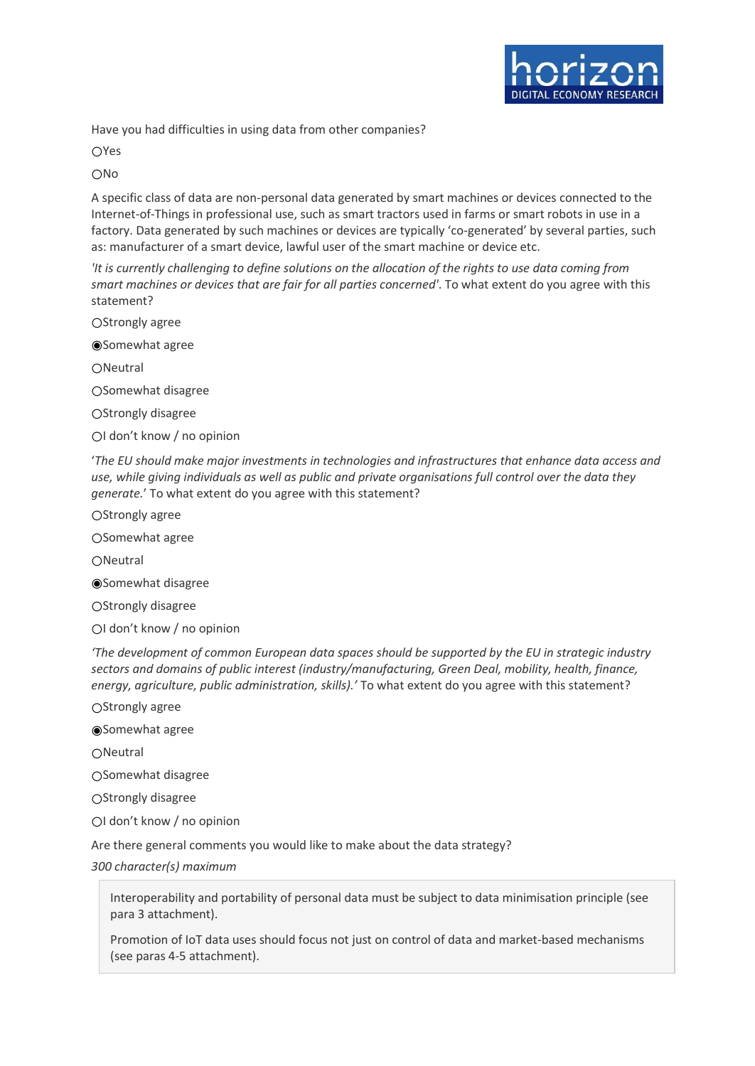Have you had difficulties in using data from other companies?

○Yes

○No

A specific class of data are non-personal data generated by smart machines or devices connected to the Internet-of-Things in professional use, such as smart tractors used in farms or smart robots in use in a factory. Data generated by such machines or devices are typically 'co-generated' by several parties, such as: manufacturer of a smart device, lawful user of the smart machine or device etc.

*'It is currently challenging to define solutions on the allocation of the rights to use data coming from smart machines or devices that are fair for all parties concerned'*. To what extent do you agree with this statement?

○Strongly agree

◉Somewhat agree

○Neutral

○Somewhat disagree

○Strongly disagree

○I don't know / no opinion

'*The EU should make major investments in technologies and infrastructures that enhance data access and use, while giving individuals as well as public and private organisations full control over the data they generate.*' To what extent do you agree with this statement?

○Strongly agree

○Somewhat agree

○Neutral

◉Somewhat disagree

○Strongly disagree

○I don't know / no opinion

*'The development of common European data spaces should be supported by the EU in strategic industry sectors and domains of public interest (industry/manufacturing, Green Deal, mobility, health, finance, energy, agriculture, public administration, skills).'* To what extent do you agree with this statement?

○Strongly agree

◉Somewhat agree

○Neutral

○Somewhat disagree

○Strongly disagree

○I don't know / no opinion

Are there general comments you would like to make about the data strategy?

*300 character(s) maximum*

> Interoperability and portability of personal data must be subject to data minimisation principle (see para 3 attachment).
>
> Promotion of IoT data uses should focus not just on control of data and market-based mechanisms (see paras 4-5 attachment).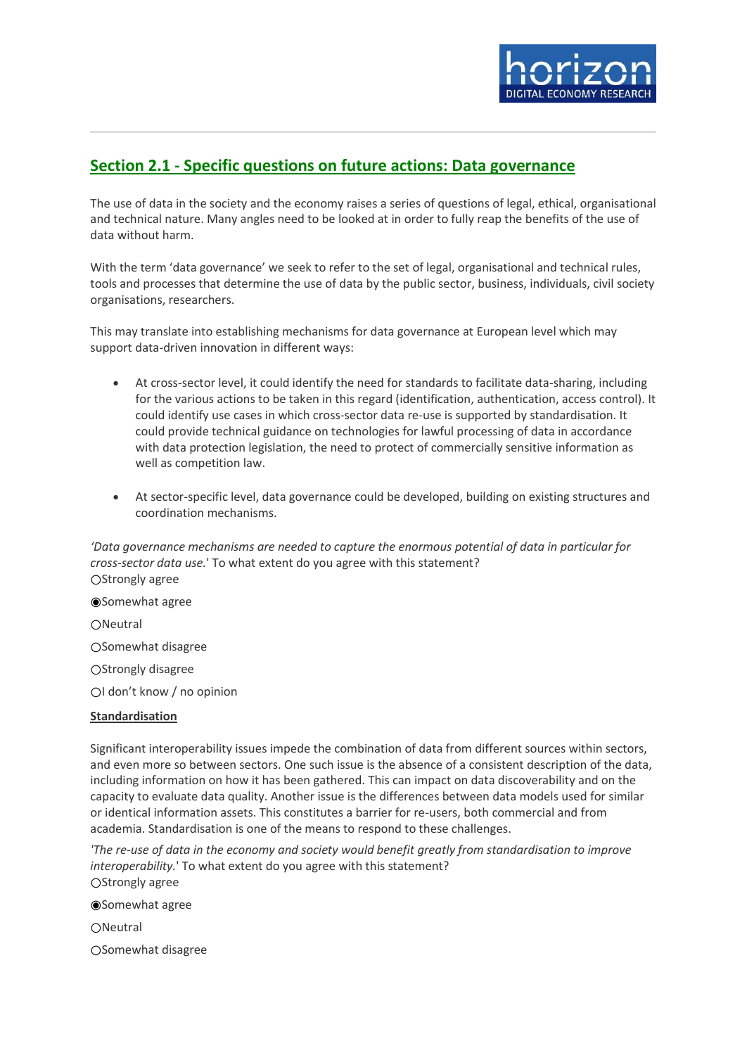## Section 2.1 - Specific questions on future actions: Data governance

The use of data in the society and the economy raises a series of questions of legal, ethical, organisational and technical nature. Many angles need to be looked at in order to fully reap the benefits of the use of data without harm.

With the term 'data governance' we seek to refer to the set of legal, organisational and technical rules, tools and processes that determine the use of data by the public sector, business, individuals, civil society organisations, researchers.

This may translate into establishing mechanisms for data governance at European level which may support data-driven innovation in different ways:

- At cross-sector level, it could identify the need for standards to facilitate data-sharing, including for the various actions to be taken in this regard (identification, authentication, access control). It could identify use cases in which cross-sector data re-use is supported by standardisation. It could provide technical guidance on technologies for lawful processing of data in accordance with data protection legislation, the need to protect of commercially sensitive information as well as competition law.

- At sector-specific level, data governance could be developed, building on existing structures and coordination mechanisms.

*'Data governance mechanisms are needed to capture the enormous potential of data in particular for cross-sector data use.'* To what extent do you agree with this statement?

○Strongly agree

◉Somewhat agree

○Neutral

○Somewhat disagree

○Strongly disagree

○I don't know / no opinion

**Standardisation**

Significant interoperability issues impede the combination of data from different sources within sectors, and even more so between sectors. One such issue is the absence of a consistent description of the data, including information on how it has been gathered. This can impact on data discoverability and on the capacity to evaluate data quality. Another issue is the differences between data models used for similar or identical information assets. This constitutes a barrier for re-users, both commercial and from academia. Standardisation is one of the means to respond to these challenges.

*'The re-use of data in the economy and society would benefit greatly from standardisation to improve interoperability.'* To what extent do you agree with this statement?

○Strongly agree

◉Somewhat agree

○Neutral

○Somewhat disagree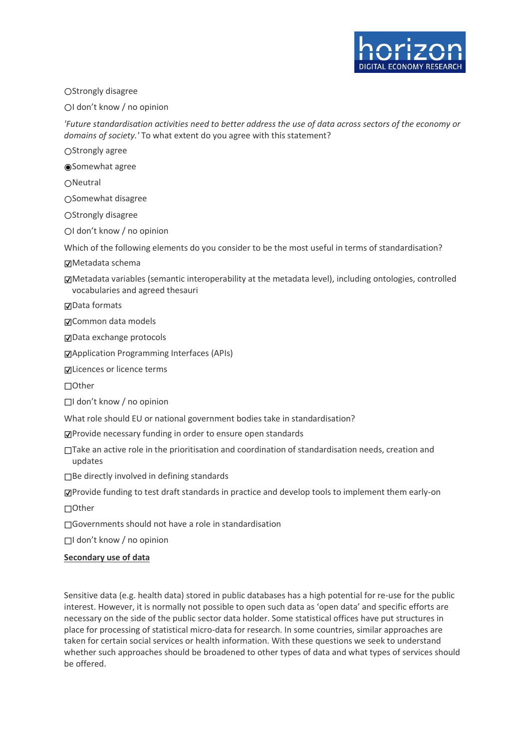○Strongly disagree

○I don't know / no opinion

*'Future standardisation activities need to better address the use of data across sectors of the economy or domains of society.'* To what extent do you agree with this statement?

○Strongly agree

◉Somewhat agree

○Neutral

○Somewhat disagree

○Strongly disagree

○I don't know / no opinion

Which of the following elements do you consider to be the most useful in terms of standardisation?

☑Metadata schema

☑Metadata variables (semantic interoperability at the metadata level), including ontologies, controlled vocabularies and agreed thesauri

☑Data formats

☑Common data models

☑Data exchange protocols

☑Application Programming Interfaces (APIs)

☑Licences or licence terms

☐Other

☐I don't know / no opinion

What role should EU or national government bodies take in standardisation?

☑Provide necessary funding in order to ensure open standards

☐Take an active role in the prioritisation and coordination of standardisation needs, creation and updates

☐Be directly involved in defining standards

☑Provide funding to test draft standards in practice and develop tools to implement them early-on

☐Other

☐Governments should not have a role in standardisation

☐I don't know / no opinion

**Secondary use of data**

Sensitive data (e.g. health data) stored in public databases has a high potential for re-use for the public interest. However, it is normally not possible to open such data as 'open data' and specific efforts are necessary on the side of the public sector data holder. Some statistical offices have put structures in place for processing of statistical micro-data for research. In some countries, similar approaches are taken for certain social services or health information. With these questions we seek to understand whether such approaches should be broadened to other types of data and what types of services should be offered.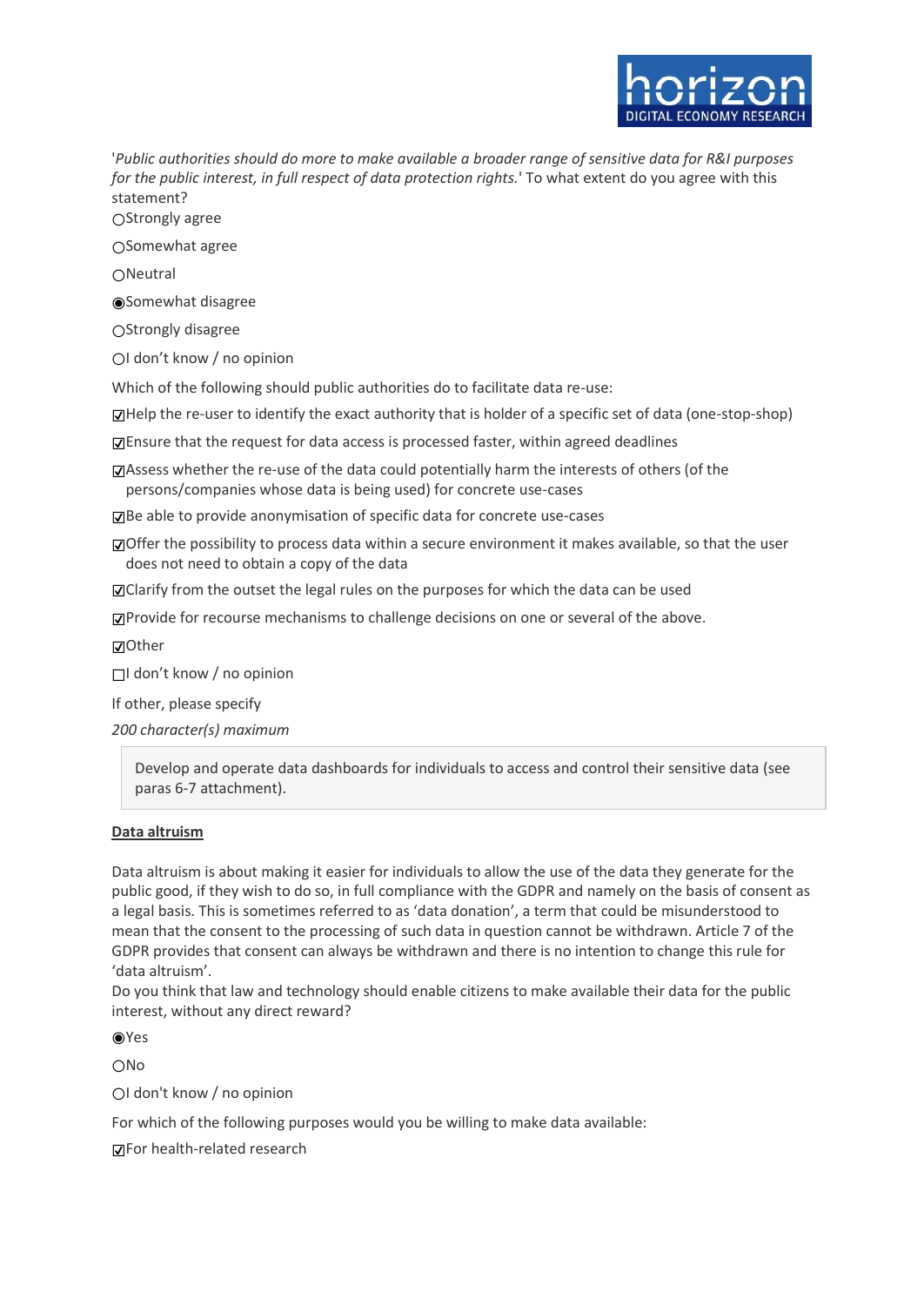'*Public authorities should do more to make available a broader range of sensitive data for R&I purposes for the public interest, in full respect of data protection rights.*' To what extent do you agree with this statement?

○Strongly agree

○Somewhat agree

○Neutral

◉Somewhat disagree

○Strongly disagree

○I don't know / no opinion

Which of the following should public authorities do to facilitate data re-use:

☑Help the re-user to identify the exact authority that is holder of a specific set of data (one-stop-shop)

☑Ensure that the request for data access is processed faster, within agreed deadlines

☑Assess whether the re-use of the data could potentially harm the interests of others (of the persons/companies whose data is being used) for concrete use-cases

☑Be able to provide anonymisation of specific data for concrete use-cases

☑Offer the possibility to process data within a secure environment it makes available, so that the user does not need to obtain a copy of the data

☑Clarify from the outset the legal rules on the purposes for which the data can be used

☑Provide for recourse mechanisms to challenge decisions on one or several of the above.

☑Other

☐I don't know / no opinion

If other, please specify

*200 character(s) maximum*

> Develop and operate data dashboards for individuals to access and control their sensitive data (see paras 6-7 attachment).

**Data altruism**

Data altruism is about making it easier for individuals to allow the use of the data they generate for the public good, if they wish to do so, in full compliance with the GDPR and namely on the basis of consent as a legal basis. This is sometimes referred to as 'data donation', a term that could be misunderstood to mean that the consent to the processing of such data in question cannot be withdrawn. Article 7 of the GDPR provides that consent can always be withdrawn and there is no intention to change this rule for 'data altruism'.

Do you think that law and technology should enable citizens to make available their data for the public interest, without any direct reward?

◉Yes

○No

○I don't know / no opinion

For which of the following purposes would you be willing to make data available:

☑For health-related research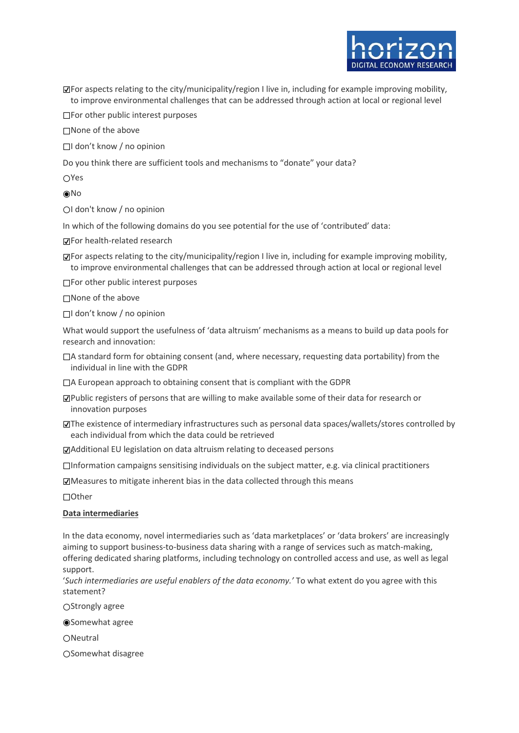☑For aspects relating to the city/municipality/region I live in, including for example improving mobility, to improve environmental challenges that can be addressed through action at local or regional level

☐For other public interest purposes

☐None of the above

☐I don't know / no opinion

Do you think there are sufficient tools and mechanisms to "donate" your data?

○Yes

◉No

○I don't know / no opinion

In which of the following domains do you see potential for the use of 'contributed' data:

☑For health-related research

☑For aspects relating to the city/municipality/region I live in, including for example improving mobility, to improve environmental challenges that can be addressed through action at local or regional level

☐For other public interest purposes

☐None of the above

☐I don't know / no opinion

What would support the usefulness of 'data altruism' mechanisms as a means to build up data pools for research and innovation:

☐A standard form for obtaining consent (and, where necessary, requesting data portability) from the individual in line with the GDPR

☐A European approach to obtaining consent that is compliant with the GDPR

☑Public registers of persons that are willing to make available some of their data for research or innovation purposes

☑The existence of intermediary infrastructures such as personal data spaces/wallets/stores controlled by each individual from which the data could be retrieved

☑Additional EU legislation on data altruism relating to deceased persons

☐Information campaigns sensitising individuals on the subject matter, e.g. via clinical practitioners

☑Measures to mitigate inherent bias in the data collected through this means

☐Other

**Data intermediaries**

In the data economy, novel intermediaries such as 'data marketplaces' or 'data brokers' are increasingly aiming to support business-to-business data sharing with a range of services such as match-making, offering dedicated sharing platforms, including technology on controlled access and use, as well as legal support.
'*Such intermediaries are useful enablers of the data economy.*' To what extent do you agree with this statement?

○Strongly agree

◉Somewhat agree

○Neutral

○Somewhat disagree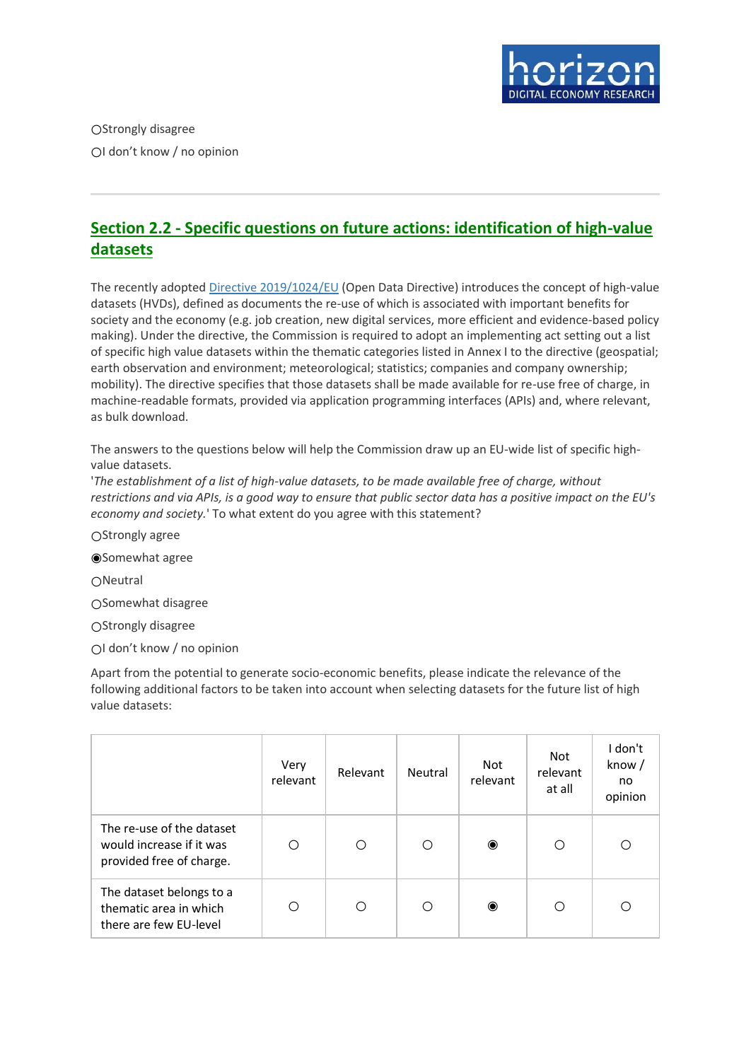○Strongly disagree

○I don't know / no opinion

---

## Section 2.2 - Specific questions on future actions: identification of high-value datasets

The recently adopted Directive 2019/1024/EU (Open Data Directive) introduces the concept of high-value datasets (HVDs), defined as documents the re-use of which is associated with important benefits for society and the economy (e.g. job creation, new digital services, more efficient and evidence-based policy making). Under the directive, the Commission is required to adopt an implementing act setting out a list of specific high value datasets within the thematic categories listed in Annex I to the directive (geospatial; earth observation and environment; meteorological; statistics; companies and company ownership; mobility). The directive specifies that those datasets shall be made available for re-use free of charge, in machine-readable formats, provided via application programming interfaces (APIs) and, where relevant, as bulk download.

The answers to the questions below will help the Commission draw up an EU-wide list of specific high-value datasets.

'*The establishment of a list of high-value datasets, to be made available free of charge, without restrictions and via APIs, is a good way to ensure that public sector data has a positive impact on the EU's economy and society.*' To what extent do you agree with this statement?

○Strongly agree

◉Somewhat agree

○Neutral

○Somewhat disagree

○Strongly disagree

○I don't know / no opinion

Apart from the potential to generate socio-economic benefits, please indicate the relevance of the following additional factors to be taken into account when selecting datasets for the future list of high value datasets:

| | Very relevant | Relevant | Neutral | Not relevant | Not relevant at all | I don't know / no opinion |
|---|---|---|---|---|---|---|
| The re-use of the dataset would increase if it was provided free of charge. | ○ | ○ | ○ | ◉ | ○ | ○ |
| The dataset belongs to a thematic area in which there are few EU-level | ○ | ○ | ○ | ◉ | ○ | ○ |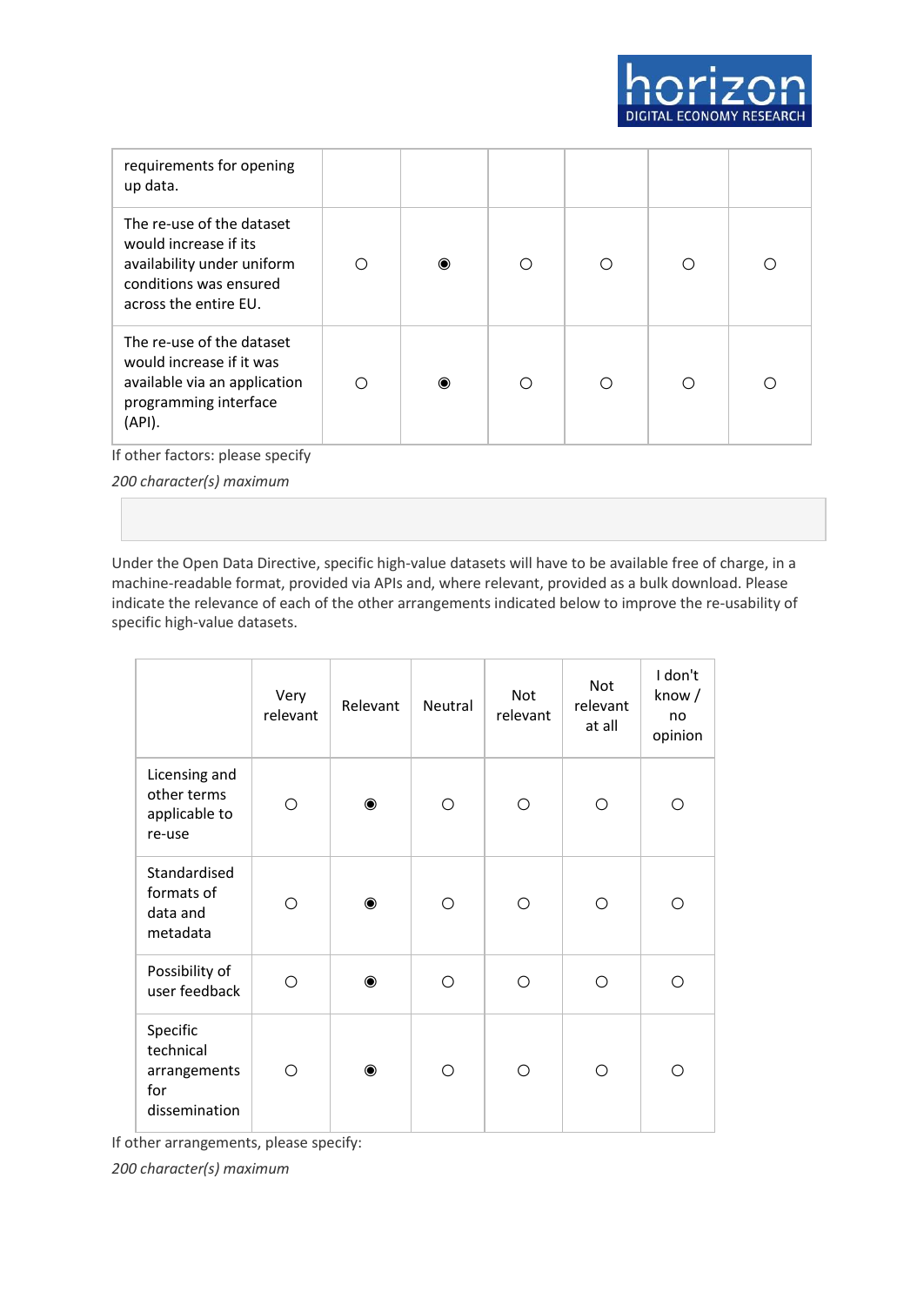| | | | | | | |
|---|---|---|---|---|---|---|
| requirements for opening up data. | | | | | | |
| The re-use of the dataset would increase if its availability under uniform conditions was ensured across the entire EU. | ○ | ◉ | ○ | ○ | ○ | ○ |
| The re-use of the dataset would increase if it was available via an application programming interface (API). | ○ | ◉ | ○ | ○ | ○ | ○ |

If other factors: please specify

*200 character(s) maximum*

Under the Open Data Directive, specific high-value datasets will have to be available free of charge, in a machine-readable format, provided via APIs and, where relevant, provided as a bulk download. Please indicate the relevance of each of the other arrangements indicated below to improve the re-usability of specific high-value datasets.

| | Very relevant | Relevant | Neutral | Not relevant | Not relevant at all | I don't know / no opinion |
|---|---|---|---|---|---|---|
| Licensing and other terms applicable to re-use | ○ | ◉ | ○ | ○ | ○ | ○ |
| Standardised formats of data and metadata | ○ | ◉ | ○ | ○ | ○ | ○ |
| Possibility of user feedback | ○ | ◉ | ○ | ○ | ○ | ○ |
| Specific technical arrangements for dissemination | ○ | ◉ | ○ | ○ | ○ | ○ |

If other arrangements, please specify:

*200 character(s) maximum*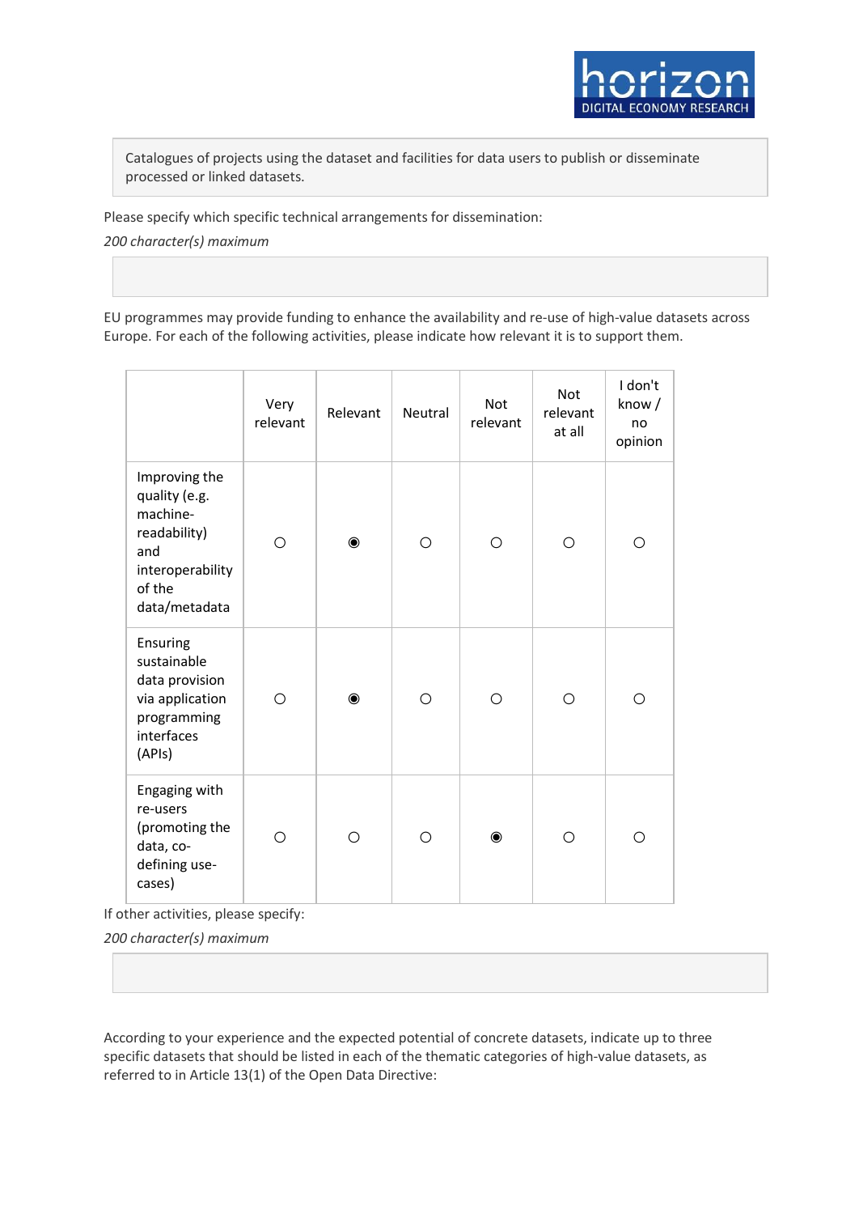Catalogues of projects using the dataset and facilities for data users to publish or disseminate processed or linked datasets.

Please specify which specific technical arrangements for dissemination:

*200 character(s) maximum*

EU programmes may provide funding to enhance the availability and re-use of high-value datasets across Europe. For each of the following activities, please indicate how relevant it is to support them.

| | Very relevant | Relevant | Neutral | Not relevant | Not relevant at all | I don't know / no opinion |
|---|---|---|---|---|---|---|
| Improving the quality (e.g. machine-readability) and interoperability of the data/metadata | ○ | ◉ | ○ | ○ | ○ | ○ |
| Ensuring sustainable data provision via application programming interfaces (APIs) | ○ | ◉ | ○ | ○ | ○ | ○ |
| Engaging with re-users (promoting the data, co-defining use-cases) | ○ | ○ | ○ | ◉ | ○ | ○ |

If other activities, please specify:

*200 character(s) maximum*

According to your experience and the expected potential of concrete datasets, indicate up to three specific datasets that should be listed in each of the thematic categories of high-value datasets, as referred to in Article 13(1) of the Open Data Directive: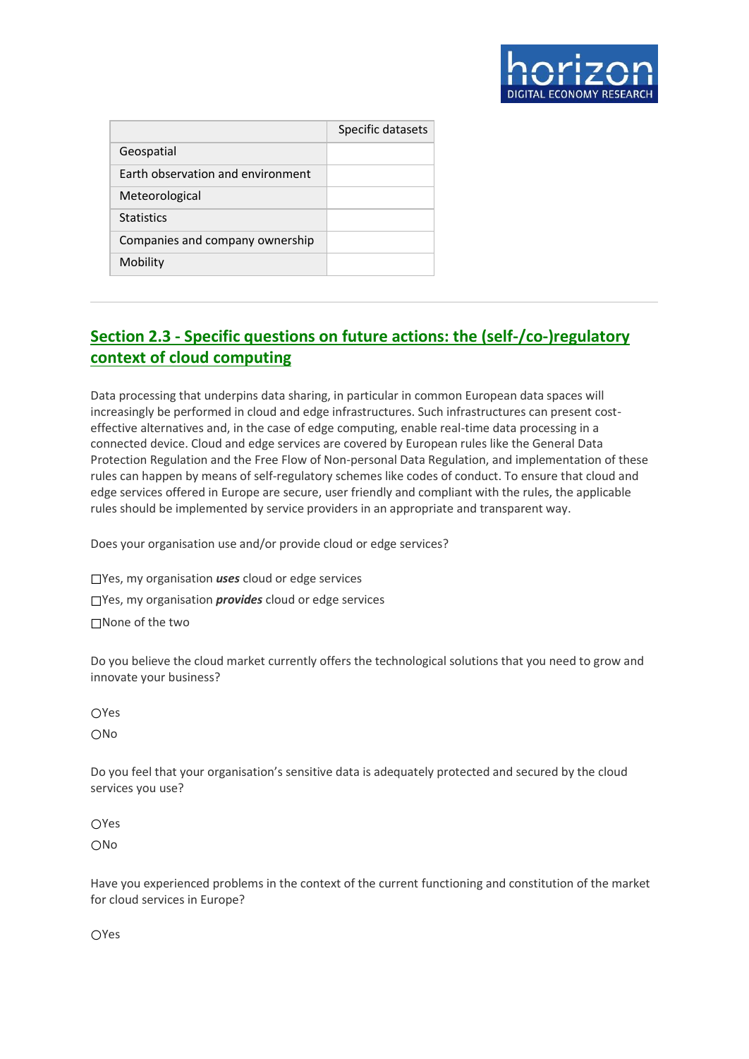| | Specific datasets |
|---|---|
| Geospatial | |
| Earth observation and environment | |
| Meteorological | |
| Statistics | |
| Companies and company ownership | |
| Mobility | |

---

## Section 2.3 - Specific questions on future actions: the (self-/co-)regulatory context of cloud computing

Data processing that underpins data sharing, in particular in common European data spaces will increasingly be performed in cloud and edge infrastructures. Such infrastructures can present cost-effective alternatives and, in the case of edge computing, enable real-time data processing in a connected device. Cloud and edge services are covered by European rules like the General Data Protection Regulation and the Free Flow of Non-personal Data Regulation, and implementation of these rules can happen by means of self-regulatory schemes like codes of conduct. To ensure that cloud and edge services offered in Europe are secure, user friendly and compliant with the rules, the applicable rules should be implemented by service providers in an appropriate and transparent way.

Does your organisation use and/or provide cloud or edge services?

☐Yes, my organisation ***uses*** cloud or edge services

☐Yes, my organisation ***provides*** cloud or edge services

☐None of the two

Do you believe the cloud market currently offers the technological solutions that you need to grow and innovate your business?

○Yes

○No

Do you feel that your organisation's sensitive data is adequately protected and secured by the cloud services you use?

○Yes

○No

Have you experienced problems in the context of the current functioning and constitution of the market for cloud services in Europe?

○Yes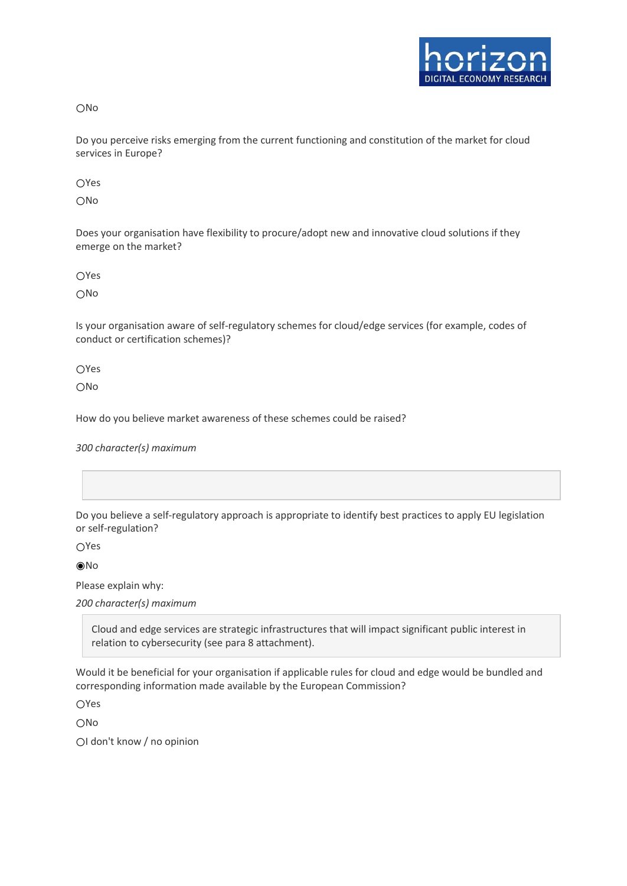○No

Do you perceive risks emerging from the current functioning and constitution of the market for cloud services in Europe?

○Yes

○No

Does your organisation have flexibility to procure/adopt new and innovative cloud solutions if they emerge on the market?

○Yes

○No

Is your organisation aware of self-regulatory schemes for cloud/edge services (for example, codes of conduct or certification schemes)?

○Yes

○No

How do you believe market awareness of these schemes could be raised?

*300 character(s) maximum*

Do you believe a self-regulatory approach is appropriate to identify best practices to apply EU legislation or self-regulation?

○Yes

◉No

Please explain why:

*200 character(s) maximum*

Cloud and edge services are strategic infrastructures that will impact significant public interest in relation to cybersecurity (see para 8 attachment).

Would it be beneficial for your organisation if applicable rules for cloud and edge would be bundled and corresponding information made available by the European Commission?

○Yes

○No

○I don't know / no opinion